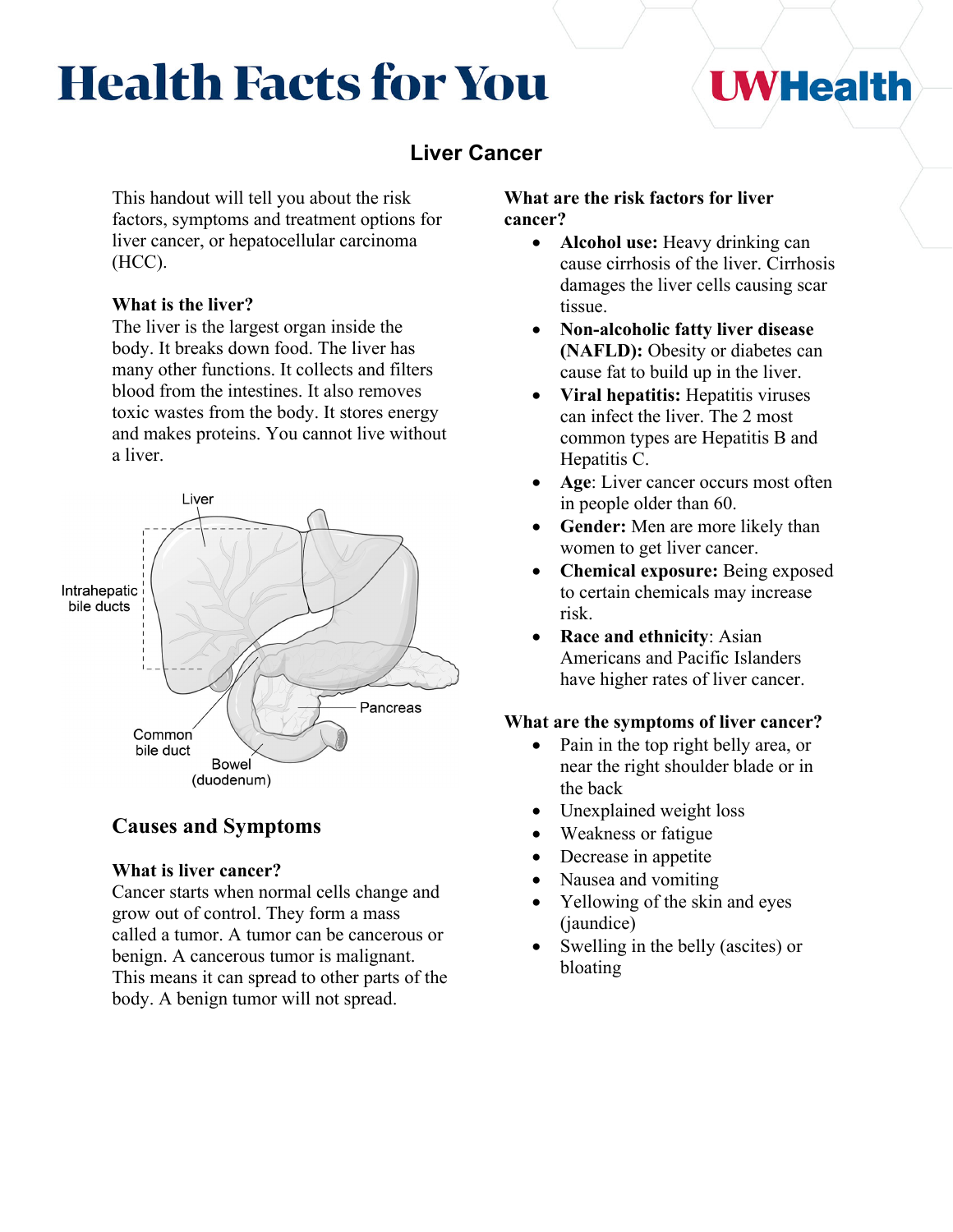# Health Facts for You

## Liver Cancer

This handout will tell you about the risk factors, symptoms and treatment options for liver cancer, or hepatocellular carcinoma (HCC).

**What is the liver?**
The liver is the largest organ inside the body. It breaks down food. The liver has many other functions. It collects and filters blood from the intestines. It also removes toxic wastes from the body. It stores energy and makes proteins. You cannot live without a liver.

Liver

Intrahepatic bile ducts

Pancreas

Common bile duct

Bowel (duodenum)

## Causes and Symptoms

**What is liver cancer?**
Cancer starts when normal cells change and grow out of control. They form a mass called a tumor. A tumor can be cancerous or benign. A cancerous tumor is malignant. This means it can spread to other parts of the body. A benign tumor will not spread.

**What are the risk factors for liver cancer?**

- **Alcohol use:** Heavy drinking can cause cirrhosis of the liver. Cirrhosis damages the liver cells causing scar tissue.
- **Non-alcoholic fatty liver disease (NAFLD):** Obesity or diabetes can cause fat to build up in the liver.
- **Viral hepatitis:** Hepatitis viruses can infect the liver. The 2 most common types are Hepatitis B and Hepatitis C.
- **Age**: Liver cancer occurs most often in people older than 60.
- **Gender:** Men are more likely than women to get liver cancer.
- **Chemical exposure:** Being exposed to certain chemicals may increase risk.
- **Race and ethnicity**: Asian Americans and Pacific Islanders have higher rates of liver cancer.

**What are the symptoms of liver cancer?**

- Pain in the top right belly area, or near the right shoulder blade or in the back
- Unexplained weight loss
- Weakness or fatigue
- Decrease in appetite
- Nausea and vomiting
- Yellowing of the skin and eyes (jaundice)
- Swelling in the belly (ascites) or bloating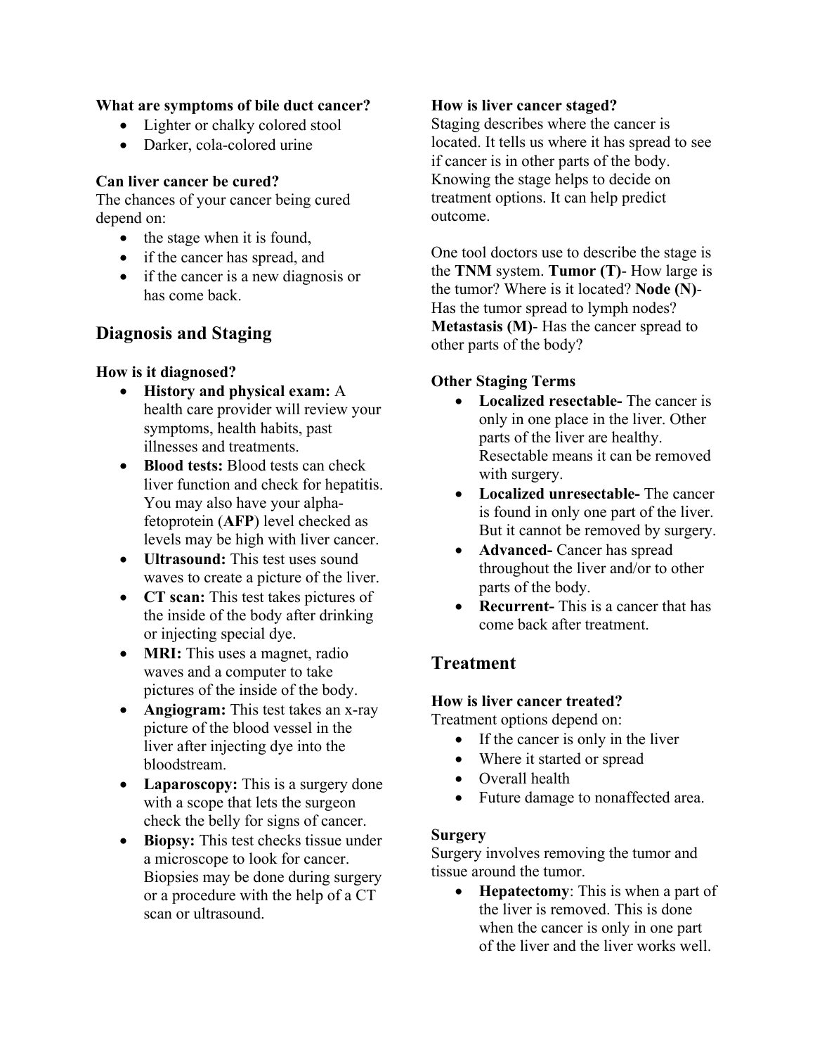**What are symptoms of bile duct cancer?**

- Lighter or chalky colored stool
- Darker, cola-colored urine

**Can liver cancer be cured?**

The chances of your cancer being cured depend on:

- the stage when it is found,
- if the cancer has spread, and
- if the cancer is a new diagnosis or has come back.

## Diagnosis and Staging

**How is it diagnosed?**

- **History and physical exam:** A health care provider will review your symptoms, health habits, past illnesses and treatments.
- **Blood tests:** Blood tests can check liver function and check for hepatitis. You may also have your alpha-fetoprotein (**AFP**) level checked as levels may be high with liver cancer.
- **Ultrasound:** This test uses sound waves to create a picture of the liver.
- **CT scan:** This test takes pictures of the inside of the body after drinking or injecting special dye.
- **MRI:** This uses a magnet, radio waves and a computer to take pictures of the inside of the body.
- **Angiogram:** This test takes an x-ray picture of the blood vessel in the liver after injecting dye into the bloodstream.
- **Laparoscopy:** This is a surgery done with a scope that lets the surgeon check the belly for signs of cancer.
- **Biopsy:** This test checks tissue under a microscope to look for cancer. Biopsies may be done during surgery or a procedure with the help of a CT scan or ultrasound.

**How is liver cancer staged?**

Staging describes where the cancer is located. It tells us where it has spread to see if cancer is in other parts of the body. Knowing the stage helps to decide on treatment options. It can help predict outcome.

One tool doctors use to describe the stage is the **TNM** system. **Tumor (T)**- How large is the tumor? Where is it located? **Node (N)**- Has the tumor spread to lymph nodes? **Metastasis (M)**- Has the cancer spread to other parts of the body?

**Other Staging Terms**

- **Localized resectable-** The cancer is only in one place in the liver. Other parts of the liver are healthy. Resectable means it can be removed with surgery.
- **Localized unresectable-** The cancer is found in only one part of the liver. But it cannot be removed by surgery.
- **Advanced-** Cancer has spread throughout the liver and/or to other parts of the body.
- **Recurrent-** This is a cancer that has come back after treatment.

## Treatment

**How is liver cancer treated?**

Treatment options depend on:

- If the cancer is only in the liver
- Where it started or spread
- Overall health
- Future damage to nonaffected area.

**Surgery**

Surgery involves removing the tumor and tissue around the tumor.

- **Hepatectomy**: This is when a part of the liver is removed. This is done when the cancer is only in one part of the liver and the liver works well.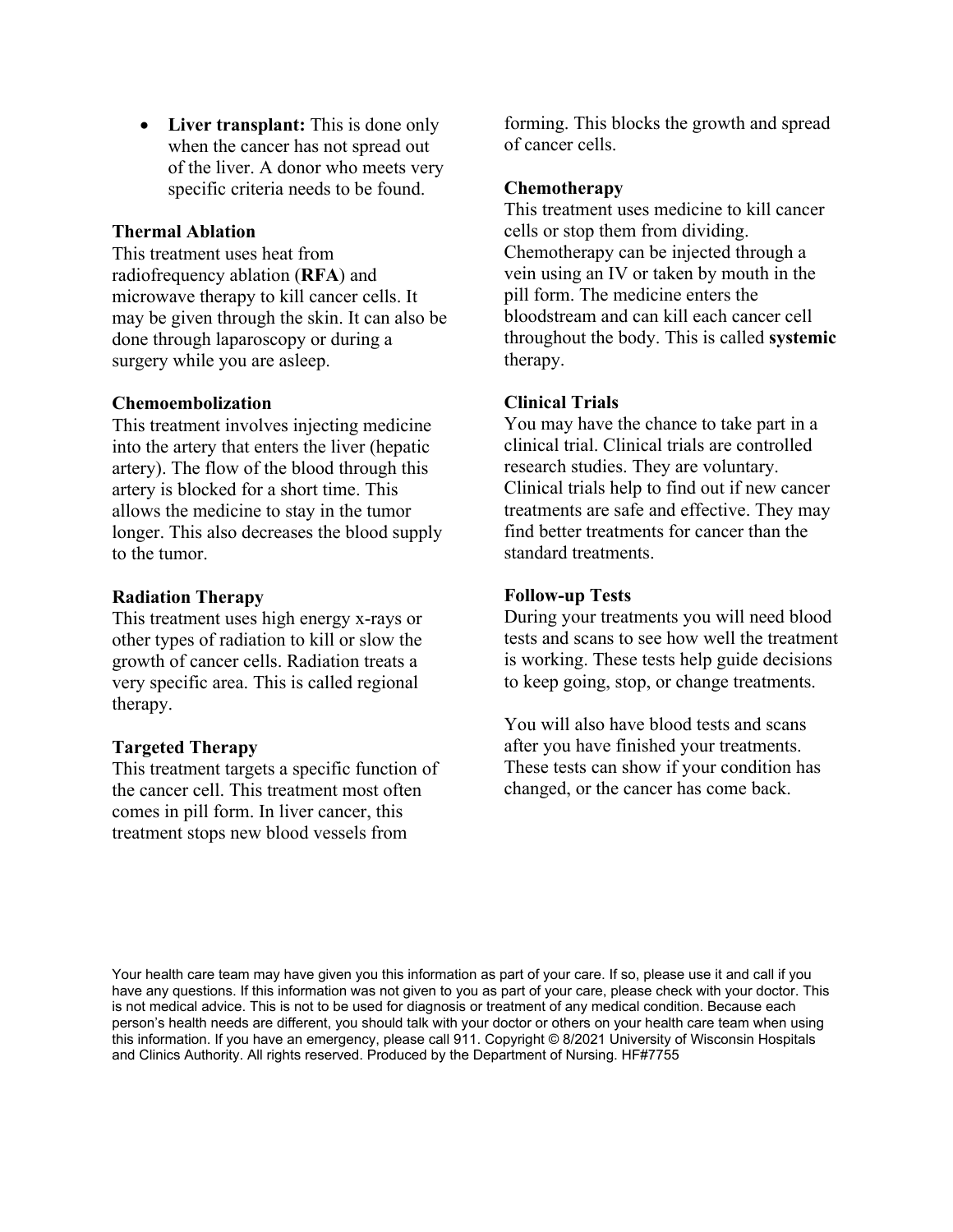- **Liver transplant:** This is done only when the cancer has not spread out of the liver. A donor who meets very specific criteria needs to be found.

### Thermal Ablation

This treatment uses heat from radiofrequency ablation (**RFA**) and microwave therapy to kill cancer cells. It may be given through the skin. It can also be done through laparoscopy or during a surgery while you are asleep.

### Chemoembolization

This treatment involves injecting medicine into the artery that enters the liver (hepatic artery). The flow of the blood through this artery is blocked for a short time. This allows the medicine to stay in the tumor longer. This also decreases the blood supply to the tumor.

### Radiation Therapy

This treatment uses high energy x-rays or other types of radiation to kill or slow the growth of cancer cells. Radiation treats a very specific area. This is called regional therapy.

### Targeted Therapy

This treatment targets a specific function of the cancer cell. This treatment most often comes in pill form. In liver cancer, this treatment stops new blood vessels from forming. This blocks the growth and spread of cancer cells.

### Chemotherapy

This treatment uses medicine to kill cancer cells or stop them from dividing. Chemotherapy can be injected through a vein using an IV or taken by mouth in the pill form. The medicine enters the bloodstream and can kill each cancer cell throughout the body. This is called **systemic** therapy.

### Clinical Trials

You may have the chance to take part in a clinical trial. Clinical trials are controlled research studies. They are voluntary. Clinical trials help to find out if new cancer treatments are safe and effective. They may find better treatments for cancer than the standard treatments.

### Follow-up Tests

During your treatments you will need blood tests and scans to see how well the treatment is working. These tests help guide decisions to keep going, stop, or change treatments.

You will also have blood tests and scans after you have finished your treatments. These tests can show if your condition has changed, or the cancer has come back.

Your health care team may have given you this information as part of your care. If so, please use it and call if you have any questions. If this information was not given to you as part of your care, please check with your doctor. This is not medical advice. This is not to be used for diagnosis or treatment of any medical condition. Because each person's health needs are different, you should talk with your doctor or others on your health care team when using this information. If you have an emergency, please call 911. Copyright © 8/2021 University of Wisconsin Hospitals and Clinics Authority. All rights reserved. Produced by the Department of Nursing. HF#7755